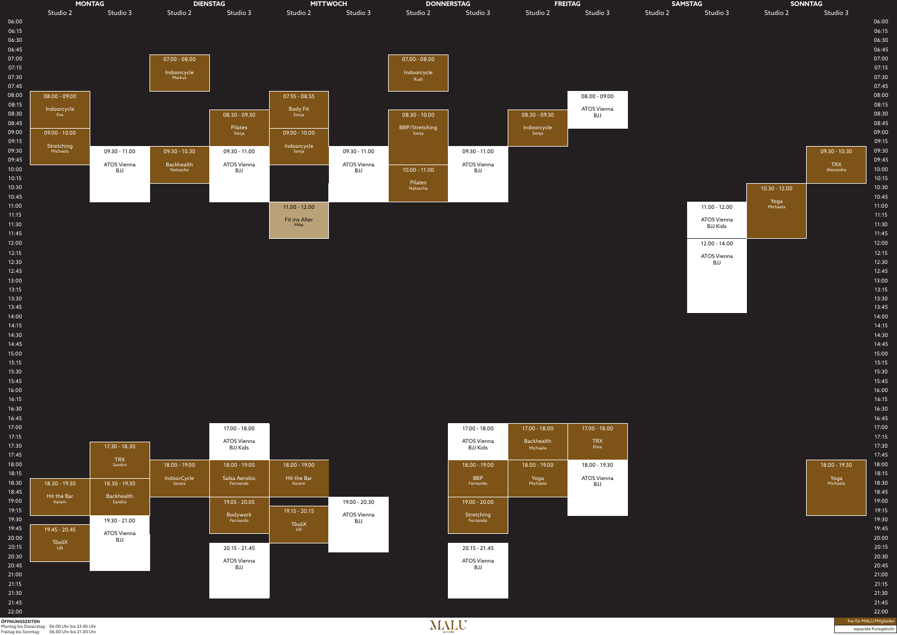# Kursplan

| Tag | Studio | Zeit | Kurs | Trainer/in |
|---|---|---|---|---|
| MONTAG | Studio 2 | 08.00 - 09.00 | Indoorcycle | Eva |
| MONTAG | Studio 2 | 09.00 - 10.00 | Stretching | Michaela |
| MONTAG | Studio 3 | 09.30 - 11.00 | ATOS Vienna BJJ | |
| MONTAG | Studio 3 | 17.30 - 18.30 | TRX | Sandro |
| MONTAG | Studio 2 | 18.30 - 19.30 | Hit the Bar | Kerem |
| MONTAG | Studio 3 | 18.30 - 19.30 | Backhealth | Sandro |
| MONTAG | Studio 3 | 19.30 - 21.00 | ATOS Vienna BJJ | |
| MONTAG | Studio 2 | 19.45 - 20.45 | TösöX | Ulli |
| DIENSTAG | Studio 2 | 07.00 - 08.00 | Indoorcycle | Markus |
| DIENSTAG | Studio 3 | 08.30 - 09.30 | Pilates | Vanja |
| DIENSTAG | Studio 2 | 09.30 - 10.30 | Backhealth | Natascha |
| DIENSTAG | Studio 3 | 09.30 - 11.00 | ATOS Vienna BJJ | |
| DIENSTAG | Studio 3 | 17.00 - 18.00 | ATOS Vienna BJJ Kids | |
| DIENSTAG | Studio 2 | 18.00 - 19.00 | IndoorCycle | Ianara |
| DIENSTAG | Studio 3 | 18.00 - 19.00 | Salsa Aerobic | Fernando |
| DIENSTAG | Studio 3 | 19.05 - 20.05 | Bodywork | Fernando |
| DIENSTAG | Studio 3 | 20.15 - 21.45 | ATOS Vienna BJJ | |
| MITTWOCH | Studio 2 | 07.55 - 08.55 | Body Fit | Sonja |
| MITTWOCH | Studio 2 | 09.00 - 10.00 | Indoorcycle | Sonja |
| MITTWOCH | Studio 3 | 09.30 - 11.00 | ATOS Vienna BJJ | |
| MITTWOCH | Studio 2 | 11.00 - 12.00 | Fit ins Alter | Mike |
| MITTWOCH | Studio 2 | 18.00 - 19.00 | Hit the Bar | Kerem |
| MITTWOCH | Studio 3 | 19.00 - 20.30 | ATOS Vienna BJJ | |
| MITTWOCH | Studio 2 | 19.15 - 20.15 | TösöX | Ulli |
| DONNERSTAG | Studio 2 | 07.00 - 08.00 | Indoorcycle | Rudi |
| DONNERSTAG | Studio 2 | 08.30 - 10.00 | BBP/Stretching | Sonja |
| DONNERSTAG | Studio 3 | 09.30 - 11.00 | ATOS Vienna BJJ | |
| DONNERSTAG | Studio 2 | 10.00 - 11.00 | Pilates | Natascha |
| DONNERSTAG | Studio 3 | 17.00 - 18.00 | ATOS Vienna BJJ Kids | |
| DONNERSTAG | Studio 3 | 18.00 - 19.00 | BBP | Fernando |
| DONNERSTAG | Studio 3 | 19.00 - 20.00 | Stretching | Fernando |
| DONNERSTAG | Studio 3 | 20.15 - 21.45 | ATOS Vienna BJJ | |
| FREITAG | Studio 3 | 08.00 - 09.00 | ATOS Vienna BJJ | |
| FREITAG | Studio 2 | 08.30 - 09.30 | Indoorcycle | Sonja |
| FREITAG | Studio 2 | 17.00 - 18.00 | Backhealth | Michaela |
| FREITAG | Studio 3 | 17.00 - 18.00 | TRX | Elisa |
| FREITAG | Studio 2 | 18.00 - 19.00 | Yoga | Michaela |
| FREITAG | Studio 3 | 18.00 - 19.30 | ATOS Vienna BJJ | |
| SAMSTAG | Studio 3 | 11.00 - 12.00 | ATOS Vienna BJJ Kids | |
| SAMSTAG | Studio 3 | 12.00 - 14.00 | ATOS Vienna BJJ | |
| SONNTAG | Studio 3 | 09.30 - 10.30 | TRX | Alexandra |
| SONNTAG | Studio 2 | 10.30 - 12.00 | Yoga | Michaela |
| SONNTAG | Studio 3 | 18.00 - 19.30 | Yoga | Michaela |

**ÖFFNUNGSZEITEN**
Montag bis Donerstag: 06.00 Uhr bis 23.00 Uhr
Freitag bis Sonntag: 06.00 Uhr bis 21.00 Uhr

MALU

frei für MALU Mitglieder (braun hinterlegt)
separate Kursgebühr (weiß hinterlegt)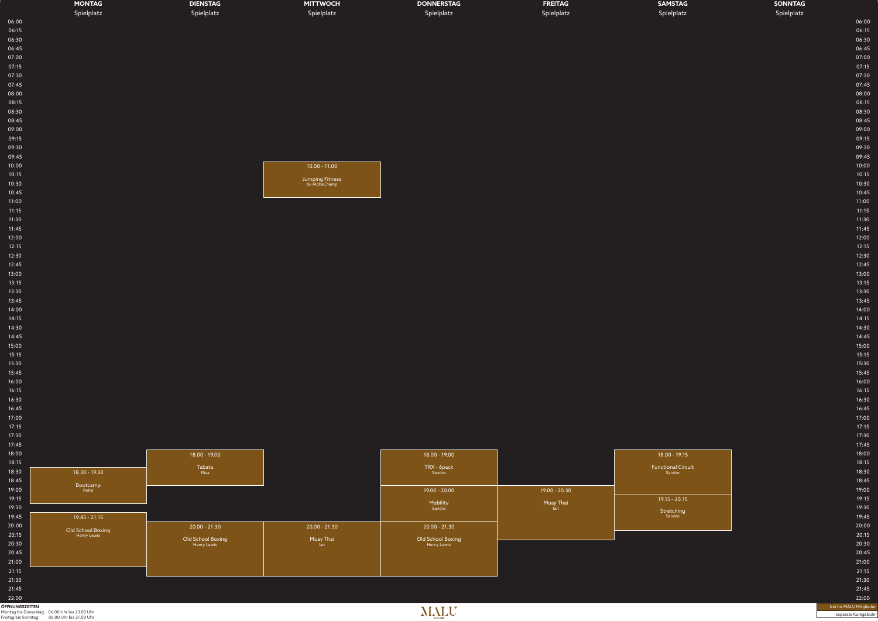| MONTAG Spielplatz | DIENSTAG Spielplatz | MITTWOCH Spielplatz | DONNERSTAG Spielplatz | FREITAG Spielplatz | SAMSTAG Spielplatz | SONNTAG Spielplatz |
|---|---|---|---|---|---|---|
| | | 10.00 - 11.00 Jumping Fitness by AlphaChamp | | | | |
| | 18.00 - 19.00 Tabata Elisa | | 18.00 - 19.00 TRX - 6pack Sandro | | 18.00 - 19.15 Functional Circuit Sandro | |
| 18.30 - 19.30 Bootcamp Petra | | | | | | |
| | | | 19.00 - 20.00 Mobility Sandro | 19.00 - 20.30 Muay Thai Ian | | |
| | | | | | 19.15 - 20.15 Stretching Sandro | |
| 19.45 - 21.15 Old School Boxing Henry Lewis | | | | | | |
| | 20.00 - 21.30 Old School Boxing Henry Lewis | 20.00 - 21.30 Muay Thai Ian | 20.00 - 21.30 Old School Boxing Henry Lewis | | | |

**ÖFFNUNGSZEITEN**
Montag bis Donerstag: 06.00 Uhr bis 23.00 Uhr
Freitag bis Sonntag: 06.00 Uhr bis 21.00 Uhr

MALU

frei für MALU Mitglieder
separate Kursgebühr